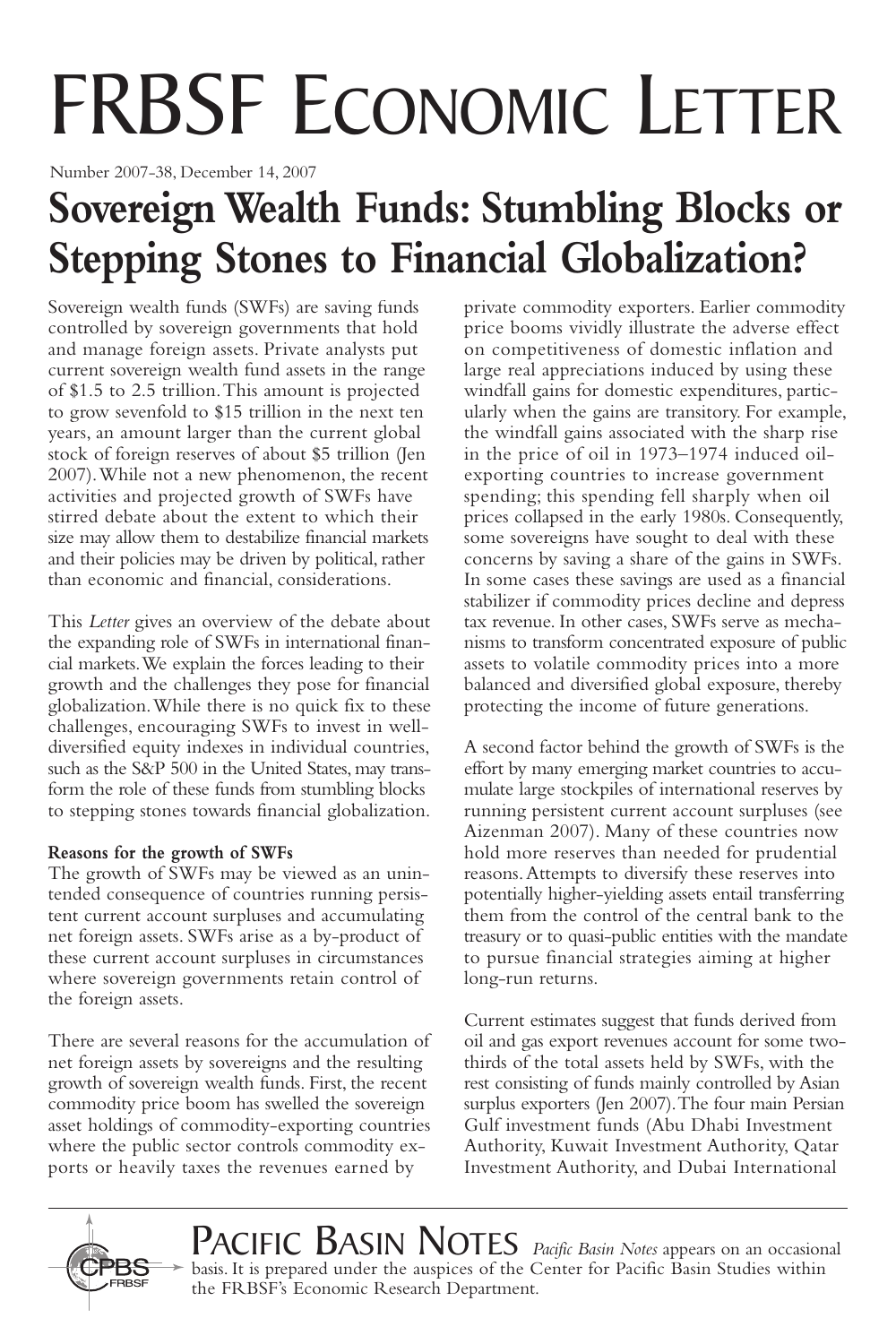# FRBSF Economic Letter

Number 2007-38, December 14, 2007

## Sovereign Wealth Funds: Stumbling Blocks or Stepping Stones to Financial Globalization?

Sovereign wealth funds (SWFs) are saving funds controlled by sovereign governments that hold and manage foreign assets. Private analysts put current sovereign wealth fund assets in the range of $1.5 to 2.5 trillion. This amount is projected to grow sevenfold to $15 trillion in the next ten years, an amount larger than the current global stock of foreign reserves of about $5 trillion (Jen 2007). While not a new phenomenon, the recent activities and projected growth of SWFs have stirred debate about the extent to which their size may allow them to destabilize financial markets and their policies may be driven by political, rather than economic and financial, considerations.

This *Letter* gives an overview of the debate about the expanding role of SWFs in international financial markets. We explain the forces leading to their growth and the challenges they pose for financial globalization. While there is no quick fix to these challenges, encouraging SWFs to invest in well-diversified equity indexes in individual countries, such as the S&P 500 in the United States, may transform the role of these funds from stumbling blocks to stepping stones towards financial globalization.

**Reasons for the growth of SWFs**

The growth of SWFs may be viewed as an unintended consequence of countries running persistent current account surpluses and accumulating net foreign assets. SWFs arise as a by-product of these current account surpluses in circumstances where sovereign governments retain control of the foreign assets.

There are several reasons for the accumulation of net foreign assets by sovereigns and the resulting growth of sovereign wealth funds. First, the recent commodity price boom has swelled the sovereign asset holdings of commodity-exporting countries where the public sector controls commodity exports or heavily taxes the revenues earned by private commodity exporters. Earlier commodity price booms vividly illustrate the adverse effect on competitiveness of domestic inflation and large real appreciations induced by using these windfall gains for domestic expenditures, particularly when the gains are transitory. For example, the windfall gains associated with the sharp rise in the price of oil in 1973–1974 induced oil-exporting countries to increase government spending; this spending fell sharply when oil prices collapsed in the early 1980s. Consequently, some sovereigns have sought to deal with these concerns by saving a share of the gains in SWFs. In some cases these savings are used as a financial stabilizer if commodity prices decline and depress tax revenue. In other cases, SWFs serve as mechanisms to transform concentrated exposure of public assets to volatile commodity prices into a more balanced and diversified global exposure, thereby protecting the income of future generations.

A second factor behind the growth of SWFs is the effort by many emerging market countries to accumulate large stockpiles of international reserves by running persistent current account surpluses (see Aizenman 2007). Many of these countries now hold more reserves than needed for prudential reasons. Attempts to diversify these reserves into potentially higher-yielding assets entail transferring them from the control of the central bank to the treasury or to quasi-public entities with the mandate to pursue financial strategies aiming at higher long-run returns.

Current estimates suggest that funds derived from oil and gas export revenues account for some two-thirds of the total assets held by SWFs, with the rest consisting of funds mainly controlled by Asian surplus exporters (Jen 2007). The four main Persian Gulf investment funds (Abu Dhabi Investment Authority, Kuwait Investment Authority, Qatar Investment Authority, and Dubai International

**Pacific Basin Notes** *Pacific Basin Notes* appears on an occasional basis. It is prepared under the auspices of the Center for Pacific Basin Studies within the FRBSF's Economic Research Department.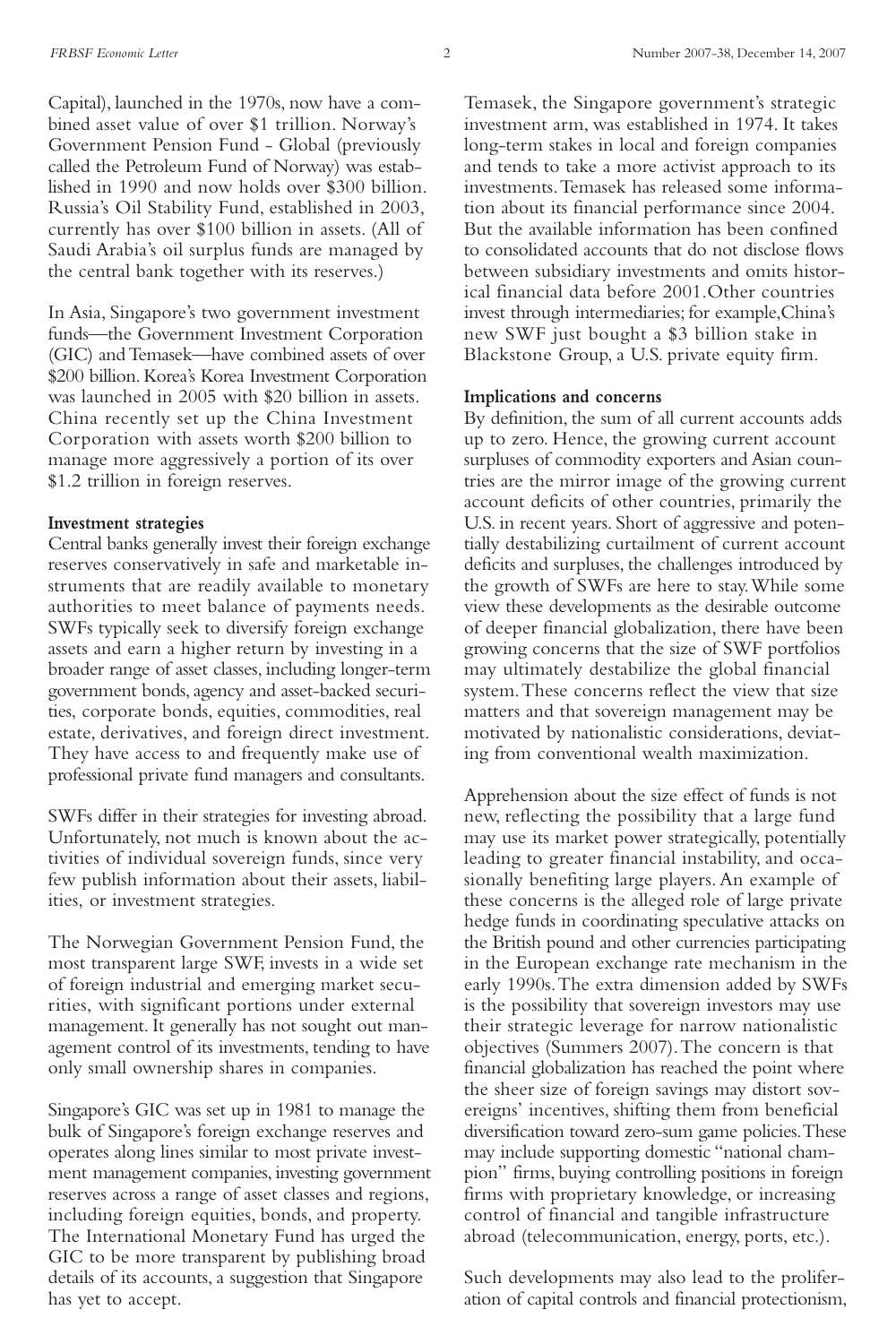Capital), launched in the 1970s, now have a combined asset value of over $1 trillion. Norway's Government Pension Fund - Global (previously called the Petroleum Fund of Norway) was established in 1990 and now holds over $300 billion. Russia's Oil Stability Fund, established in 2003, currently has over $100 billion in assets. (All of Saudi Arabia's oil surplus funds are managed by the central bank together with its reserves.)

In Asia, Singapore's two government investment funds—the Government Investment Corporation (GIC) and Temasek—have combined assets of over $200 billion. Korea's Korea Investment Corporation was launched in 2005 with $20 billion in assets. China recently set up the China Investment Corporation with assets worth $200 billion to manage more aggressively a portion of its over $1.2 trillion in foreign reserves.

**Investment strategies**

Central banks generally invest their foreign exchange reserves conservatively in safe and marketable instruments that are readily available to monetary authorities to meet balance of payments needs. SWFs typically seek to diversify foreign exchange assets and earn a higher return by investing in a broader range of asset classes, including longer-term government bonds, agency and asset-backed securities, corporate bonds, equities, commodities, real estate, derivatives, and foreign direct investment. They have access to and frequently make use of professional private fund managers and consultants.

SWFs differ in their strategies for investing abroad. Unfortunately, not much is known about the activities of individual sovereign funds, since very few publish information about their assets, liabilities, or investment strategies.

The Norwegian Government Pension Fund, the most transparent large SWF, invests in a wide set of foreign industrial and emerging market securities, with significant portions under external management. It generally has not sought out management control of its investments, tending to have only small ownership shares in companies.

Singapore's GIC was set up in 1981 to manage the bulk of Singapore's foreign exchange reserves and operates along lines similar to most private investment management companies, investing government reserves across a range of asset classes and regions, including foreign equities, bonds, and property. The International Monetary Fund has urged the GIC to be more transparent by publishing broad details of its accounts, a suggestion that Singapore has yet to accept.

Temasek, the Singapore government's strategic investment arm, was established in 1974. It takes long-term stakes in local and foreign companies and tends to take a more activist approach to its investments. Temasek has released some information about its financial performance since 2004. But the available information has been confined to consolidated accounts that do not disclose flows between subsidiary investments and omits historical financial data before 2001. Other countries invest through intermediaries; for example, China's new SWF just bought a $3 billion stake in Blackstone Group, a U.S. private equity firm.

**Implications and concerns**

By definition, the sum of all current accounts adds up to zero. Hence, the growing current account surpluses of commodity exporters and Asian countries are the mirror image of the growing current account deficits of other countries, primarily the U.S. in recent years. Short of aggressive and potentially destabilizing curtailment of current account deficits and surpluses, the challenges introduced by the growth of SWFs are here to stay. While some view these developments as the desirable outcome of deeper financial globalization, there have been growing concerns that the size of SWF portfolios may ultimately destabilize the global financial system. These concerns reflect the view that size matters and that sovereign management may be motivated by nationalistic considerations, deviating from conventional wealth maximization.

Apprehension about the size effect of funds is not new, reflecting the possibility that a large fund may use its market power strategically, potentially leading to greater financial instability, and occasionally benefiting large players. An example of these concerns is the alleged role of large private hedge funds in coordinating speculative attacks on the British pound and other currencies participating in the European exchange rate mechanism in the early 1990s. The extra dimension added by SWFs is the possibility that sovereign investors may use their strategic leverage for narrow nationalistic objectives (Summers 2007). The concern is that financial globalization has reached the point where the sheer size of foreign savings may distort sovereigns' incentives, shifting them from beneficial diversification toward zero-sum game policies. These may include supporting domestic "national champion" firms, buying controlling positions in foreign firms with proprietary knowledge, or increasing control of financial and tangible infrastructure abroad (telecommunication, energy, ports, etc.).

Such developments may also lead to the proliferation of capital controls and financial protectionism,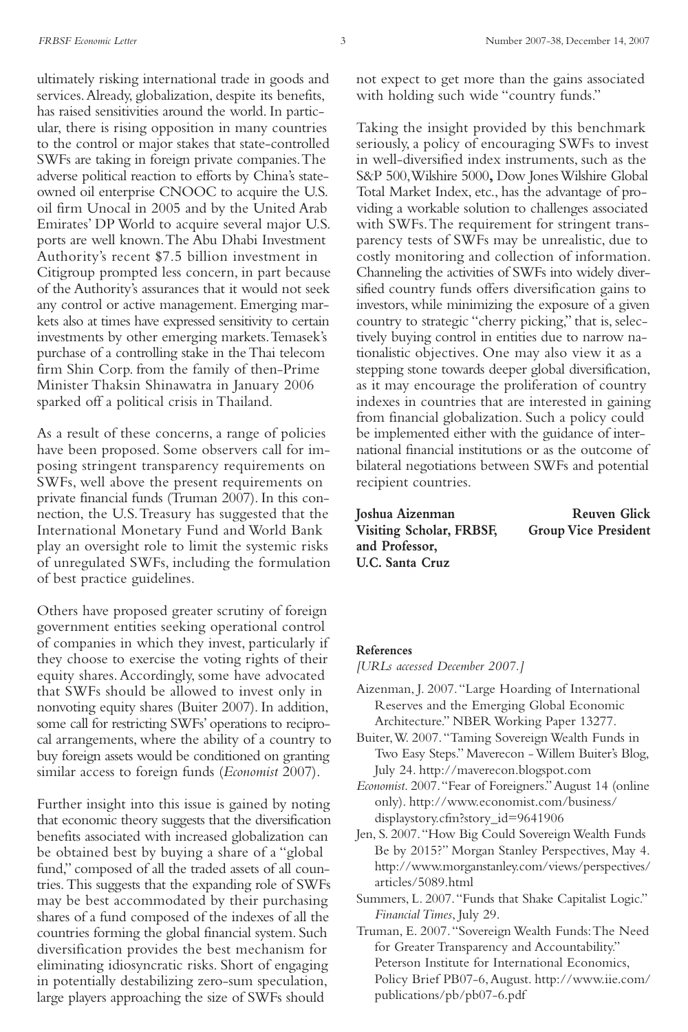ultimately risking international trade in goods and services. Already, globalization, despite its benefits, has raised sensitivities around the world. In particular, there is rising opposition in many countries to the control or major stakes that state-controlled SWFs are taking in foreign private companies. The adverse political reaction to efforts by China's state-owned oil enterprise CNOOC to acquire the U.S. oil firm Unocal in 2005 and by the United Arab Emirates' DP World to acquire several major U.S. ports are well known. The Abu Dhabi Investment Authority's recent $7.5 billion investment in Citigroup prompted less concern, in part because of the Authority's assurances that it would not seek any control or active management. Emerging markets also at times have expressed sensitivity to certain investments by other emerging markets. Temasek's purchase of a controlling stake in the Thai telecom firm Shin Corp. from the family of then-Prime Minister Thaksin Shinawatra in January 2006 sparked off a political crisis in Thailand.

As a result of these concerns, a range of policies have been proposed. Some observers call for imposing stringent transparency requirements on SWFs, well above the present requirements on private financial funds (Truman 2007). In this connection, the U.S. Treasury has suggested that the International Monetary Fund and World Bank play an oversight role to limit the systemic risks of unregulated SWFs, including the formulation of best practice guidelines.

Others have proposed greater scrutiny of foreign government entities seeking operational control of companies in which they invest, particularly if they choose to exercise the voting rights of their equity shares. Accordingly, some have advocated that SWFs should be allowed to invest only in nonvoting equity shares (Buiter 2007). In addition, some call for restricting SWFs' operations to reciprocal arrangements, where the ability of a country to buy foreign assets would be conditioned on granting similar access to foreign funds (*Economist* 2007).

Further insight into this issue is gained by noting that economic theory suggests that the diversification benefits associated with increased globalization can be obtained best by buying a share of a "global fund," composed of all the traded assets of all countries. This suggests that the expanding role of SWFs may be best accommodated by their purchasing shares of a fund composed of the indexes of all the countries forming the global financial system. Such diversification provides the best mechanism for eliminating idiosyncratic risks. Short of engaging in potentially destabilizing zero-sum speculation, large players approaching the size of SWFs should not expect to get more than the gains associated with holding such wide "country funds."

Taking the insight provided by this benchmark seriously, a policy of encouraging SWFs to invest in well-diversified index instruments, such as the S&P 500, Wilshire 5000**,** Dow Jones Wilshire Global Total Market Index, etc., has the advantage of providing a workable solution to challenges associated with SWFs. The requirement for stringent transparency tests of SWFs may be unrealistic, due to costly monitoring and collection of information. Channeling the activities of SWFs into widely diversified country funds offers diversification gains to investors, while minimizing the exposure of a given country to strategic "cherry picking," that is, selectively buying control in entities due to narrow nationalistic objectives. One may also view it as a stepping stone towards deeper global diversification, as it may encourage the proliferation of country indexes in countries that are interested in gaining from financial globalization. Such a policy could be implemented either with the guidance of international financial institutions or as the outcome of bilateral negotiations between SWFs and potential recipient countries.

**Joshua Aizenman**
**Visiting Scholar, FRBSF, and Professor, U.C. Santa Cruz**

**Reuven Glick**
**Group Vice President**

#### References

*[URLs accessed December 2007.]*

Aizenman, J. 2007. "Large Hoarding of International Reserves and the Emerging Global Economic Architecture." NBER Working Paper 13277.

Buiter, W. 2007. "Taming Sovereign Wealth Funds in Two Easy Steps." Maverecon - Willem Buiter's Blog, July 24. http://maverecon.blogspot.com

*Economist*. 2007. "Fear of Foreigners." August 14 (online only). http://www.economist.com/business/displaystory.cfm?story_id=9641906

Jen, S. 2007. "How Big Could Sovereign Wealth Funds Be by 2015?" Morgan Stanley Perspectives, May 4. http://www.morganstanley.com/views/perspectives/articles/5089.html

Summers, L. 2007. "Funds that Shake Capitalist Logic." *Financial Times*, July 29.

Truman, E. 2007. "Sovereign Wealth Funds: The Need for Greater Transparency and Accountability." Peterson Institute for International Economics, Policy Brief PB07-6, August. http://www.iie.com/publications/pb/pb07-6.pdf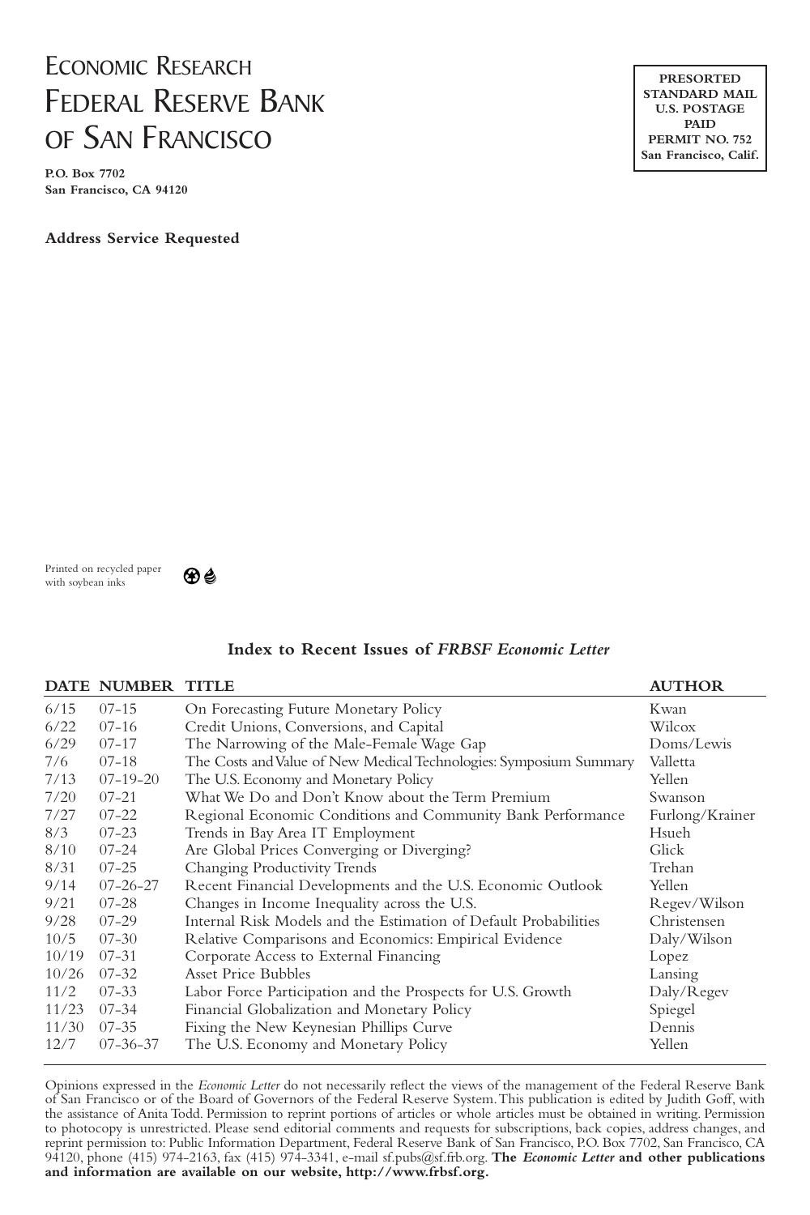# Economic Research Federal Reserve Bank of San Francisco

**P.O. Box 7702**
**San Francisco, CA 94120**

**PRESORTED**
**STANDARD MAIL**
**U.S. POSTAGE**
**PAID**
**PERMIT NO. 752**
**San Francisco, Calif.**

**Address Service Requested**

Printed on recycled paper with soybean inks

## Index to Recent Issues of *FRBSF Economic Letter*

| DATE | NUMBER | TITLE | AUTHOR |
|---|---|---|---|
| 6/15 | 07-15 | On Forecasting Future Monetary Policy | Kwan |
| 6/22 | 07-16 | Credit Unions, Conversions, and Capital | Wilcox |
| 6/29 | 07-17 | The Narrowing of the Male-Female Wage Gap | Doms/Lewis |
| 7/6 | 07-18 | The Costs and Value of New Medical Technologies: Symposium Summary | Valletta |
| 7/13 | 07-19-20 | The U.S. Economy and Monetary Policy | Yellen |
| 7/20 | 07-21 | What We Do and Don't Know about the Term Premium | Swanson |
| 7/27 | 07-22 | Regional Economic Conditions and Community Bank Performance | Furlong/Krainer |
| 8/3 | 07-23 | Trends in Bay Area IT Employment | Hsueh |
| 8/10 | 07-24 | Are Global Prices Converging or Diverging? | Glick |
| 8/31 | 07-25 | Changing Productivity Trends | Trehan |
| 9/14 | 07-26-27 | Recent Financial Developments and the U.S. Economic Outlook | Yellen |
| 9/21 | 07-28 | Changes in Income Inequality across the U.S. | Regev/Wilson |
| 9/28 | 07-29 | Internal Risk Models and the Estimation of Default Probabilities | Christensen |
| 10/5 | 07-30 | Relative Comparisons and Economics: Empirical Evidence | Daly/Wilson |
| 10/19 | 07-31 | Corporate Access to External Financing | Lopez |
| 10/26 | 07-32 | Asset Price Bubbles | Lansing |
| 11/2 | 07-33 | Labor Force Participation and the Prospects for U.S. Growth | Daly/Regev |
| 11/23 | 07-34 | Financial Globalization and Monetary Policy | Spiegel |
| 11/30 | 07-35 | Fixing the New Keynesian Phillips Curve | Dennis |
| 12/7 | 07-36-37 | The U.S. Economy and Monetary Policy | Yellen |

Opinions expressed in the *Economic Letter* do not necessarily reflect the views of the management of the Federal Reserve Bank of San Francisco or of the Board of Governors of the Federal Reserve System. This publication is edited by Judith Goff, with the assistance of Anita Todd. Permission to reprint portions of articles or whole articles must be obtained in writing. Permission to photocopy is unrestricted. Please send editorial comments and requests for subscriptions, back copies, address changes, and reprint permission to: Public Information Department, Federal Reserve Bank of San Francisco, P.O. Box 7702, San Francisco, CA 94120, phone (415) 974-2163, fax (415) 974-3341, e-mail sf.pubs@sf.frb.org. **The *Economic Letter* and other publications and information are available on our website, http://www.frbsf.org.**